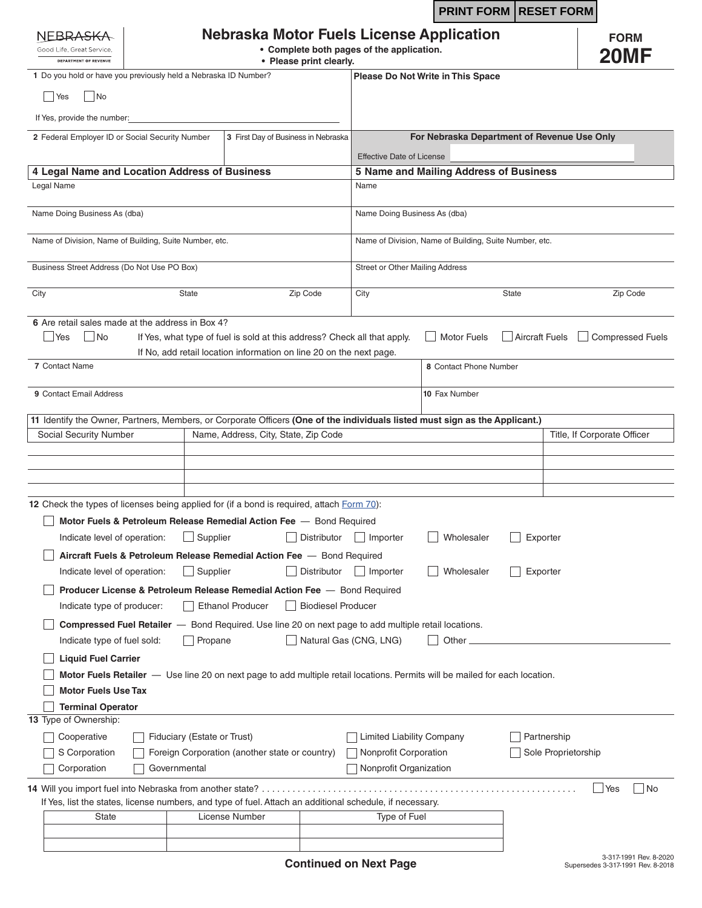PRINT FORM | RESET FORM

NEBRASKA
Good Life. Great Service.
DEPARTMENT OF REVENUE

# Nebraska Motor Fuels License Application

- **Complete both pages of the application.**
- **Please print clearly.**

**FORM 20MF**

**1** Do you hold or have you previously held a Nebraska ID Number?

☐ Yes ☐ No

If Yes, provide the number: ____________________

**Please Do Not Write in This Space**

**2** Federal Employer ID or Social Security Number

**3** First Day of Business in Nebraska

**For Nebraska Department of Revenue Use Only**

Effective Date of License

| **4 Legal Name and Location Address of Business** | | | **5 Name and Mailing Address of Business** | | |
|---|---|---|---|---|---|
| Legal Name | | | Name | | |
| Name Doing Business As (dba) | | | Name Doing Business As (dba) | | |
| Name of Division, Name of Building, Suite Number, etc. | | | Name of Division, Name of Building, Suite Number, etc. | | |
| Business Street Address (Do Not Use PO Box) | | | Street or Other Mailing Address | | |
| City | State | Zip Code | City | State | Zip Code |

**6** Are retail sales made at the address in Box 4?

☐ Yes ☐ No If Yes, what type of fuel is sold at this address? Check all that apply. ☐ Motor Fuels ☐ Aircraft Fuels ☐ Compressed Fuels

If No, add retail location information on line 20 on the next page.

| **7** Contact Name | **8** Contact Phone Number |
|---|---|
| **9** Contact Email Address | **10** Fax Number |

**11** Identify the Owner, Partners, Members, or Corporate Officers **(One of the individuals listed must sign as the Applicant.)**

| Social Security Number | Name, Address, City, State, Zip Code | Title, If Corporate Officer |
|---|---|---|
| | | |
| | | |
| | | |
| | | |

**12** Check the types of licenses being applied for (if a bond is required, attach Form 70):

☐ **Motor Fuels & Petroleum Release Remedial Action Fee** — Bond Required
Indicate level of operation: ☐ Supplier ☐ Distributor ☐ Importer ☐ Wholesaler ☐ Exporter

☐ **Aircraft Fuels & Petroleum Release Remedial Action Fee** — Bond Required
Indicate level of operation: ☐ Supplier ☐ Distributor ☐ Importer ☐ Wholesaler ☐ Exporter

☐ **Producer License & Petroleum Release Remedial Action Fee** — Bond Required
Indicate type of producer: ☐ Ethanol Producer ☐ Biodiesel Producer

☐ **Compressed Fuel Retailer** — Bond Required. Use line 20 on next page to add multiple retail locations.
Indicate type of fuel sold: ☐ Propane ☐ Natural Gas (CNG, LNG) ☐ Other ____________________

☐ **Liquid Fuel Carrier**

☐ **Motor Fuels Retailer** — Use line 20 on next page to add multiple retail locations. Permits will be mailed for each location.

☐ **Motor Fuels Use Tax**

☐ **Terminal Operator**

**13** Type of Ownership:

☐ Cooperative ☐ Fiduciary (Estate or Trust) ☐ Limited Liability Company ☐ Partnership
☐ S Corporation ☐ Foreign Corporation (another state or country) ☐ Nonprofit Corporation ☐ Sole Proprietorship
☐ Corporation ☐ Governmental ☐ Nonprofit Organization

**14** Will you import fuel into Nebraska from another state? . . . . . . . . . . . . . . . . . . . . . . . . . . . . . ☐ Yes ☐ No

If Yes, list the states, license numbers, and type of fuel. Attach an additional schedule, if necessary.

| State | License Number | Type of Fuel |
|---|---|---|
| | | |
| | | |

**Continued on Next Page**

3-317-1991 Rev. 8-2020
Supersedes 3-317-1991 Rev. 8-2018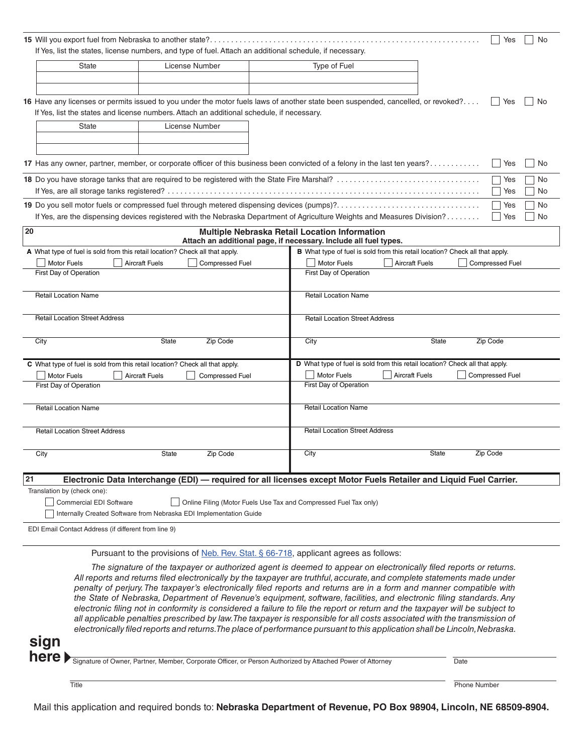**15** Will you export fuel from Nebraska to another state? ☐ Yes ☐ No

If Yes, list the states, license numbers, and type of fuel. Attach an additional schedule, if necessary.

| State | License Number | Type of Fuel |
|---|---|---|
| | | |
| | | |

**16** Have any licenses or permits issued to you under the motor fuels laws of another state been suspended, cancelled, or revoked? ☐ Yes ☐ No

If Yes, list the states and license numbers. Attach an additional schedule, if necessary.

| State | License Number |
|---|---|
| | |
| | |

**17** Has any owner, partner, member, or corporate officer of this business been convicted of a felony in the last ten years? ☐ Yes ☐ No

**18** Do you have storage tanks that are required to be registered with the State Fire Marshal? ☐ Yes ☐ No

If Yes, are all storage tanks registered? ☐ Yes ☐ No

**19** Do you sell motor fuels or compressed fuel through metered dispensing devices (pumps)? ☐ Yes ☐ No

If Yes, are the dispensing devices registered with the Nebraska Department of Agriculture Weights and Measures Division? ☐ Yes ☐ No

**20** **Multiple Nebraska Retail Location Information**
**Attach an additional page, if necessary. Include all fuel types.**

**A** What type of fuel is sold from this retail location? Check all that apply.
☐ Motor Fuels ☐ Aircraft Fuels ☐ Compressed Fuel

First Day of Operation

Retail Location Name

Retail Location Street Address

City State Zip Code

**B** What type of fuel is sold from this retail location? Check all that apply.
☐ Motor Fuels ☐ Aircraft Fuels ☐ Compressed Fuel

First Day of Operation

Retail Location Name

Retail Location Street Address

City State Zip Code

**C** What type of fuel is sold from this retail location? Check all that apply.
☐ Motor Fuels ☐ Aircraft Fuels ☐ Compressed Fuel

First Day of Operation

Retail Location Name

Retail Location Street Address

City State Zip Code

**D** What type of fuel is sold from this retail location? Check all that apply.
☐ Motor Fuels ☐ Aircraft Fuels ☐ Compressed Fuel

First Day of Operation

Retail Location Name

Retail Location Street Address

City State Zip Code

**21** **Electronic Data Interchange (EDI) — required for all licenses except Motor Fuels Retailer and Liquid Fuel Carrier.**

Translation by (check one):

☐ Commercial EDI Software ☐ Online Filing (Motor Fuels Use Tax and Compressed Fuel Tax only)

☐ Internally Created Software from Nebraska EDI Implementation Guide

EDI Email Contact Address (if different from line 9)

Pursuant to the provisions of Neb. Rev. Stat. § 66-718, applicant agrees as follows:

*The signature of the taxpayer or authorized agent is deemed to appear on electronically filed reports or returns. All reports and returns filed electronically by the taxpayer are truthful, accurate, and complete statements made under penalty of perjury. The taxpayer's electronically filed reports and returns are in a form and manner compatible with the State of Nebraska, Department of Revenue's equipment, software, facilities, and electronic filing standards. Any electronic filing not in conformity is considered a failure to file the report or return and the taxpayer will be subject to all applicable penalties prescribed by law. The taxpayer is responsible for all costs associated with the transmission of electronically filed reports and returns. The place of performance pursuant to this application shall be Lincoln, Nebraska.*

**sign here** ▶ Signature of Owner, Partner, Member, Corporate Officer, or Person Authorized by Attached Power of Attorney — Date

Title — Phone Number

Mail this application and required bonds to: **Nebraska Department of Revenue, PO Box 98904, Lincoln, NE 68509-8904.**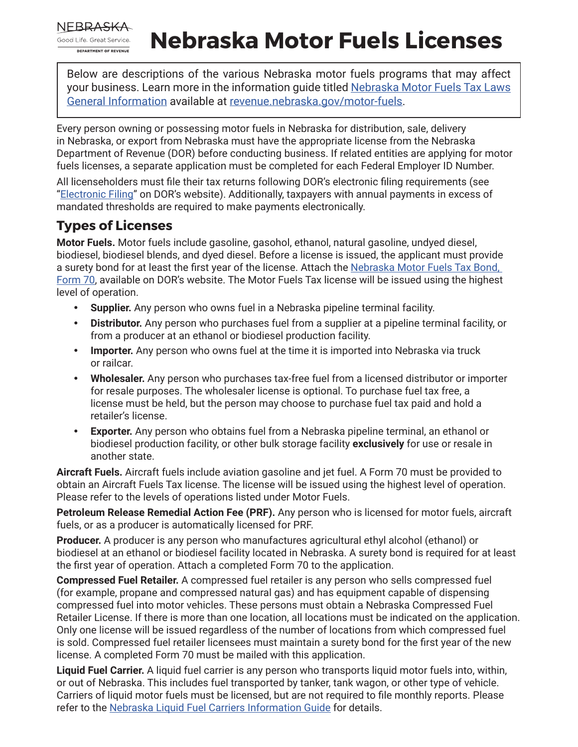# Nebraska Motor Fuels Licenses

Below are descriptions of the various Nebraska motor fuels programs that may affect your business. Learn more in the information guide titled [Nebraska Motor Fuels Tax Laws General Information](#) available at [revenue.nebraska.gov/motor-fuels](#).

Every person owning or possessing motor fuels in Nebraska for distribution, sale, delivery in Nebraska, or export from Nebraska must have the appropriate license from the Nebraska Department of Revenue (DOR) before conducting business. If related entities are applying for motor fuels licenses, a separate application must be completed for each Federal Employer ID Number.

All licenseholders must file their tax returns following DOR's electronic filing requirements (see "[Electronic Filing](#)" on DOR's website). Additionally, taxpayers with annual payments in excess of mandated thresholds are required to make payments electronically.

## Types of Licenses

**Motor Fuels.** Motor fuels include gasoline, gasohol, ethanol, natural gasoline, undyed diesel, biodiesel, biodiesel blends, and dyed diesel. Before a license is issued, the applicant must provide a surety bond for at least the first year of the license. Attach the [Nebraska Motor Fuels Tax Bond, Form 70](#), available on DOR's website. The Motor Fuels Tax license will be issued using the highest level of operation.

- **Supplier.** Any person who owns fuel in a Nebraska pipeline terminal facility.
- **Distributor.** Any person who purchases fuel from a supplier at a pipeline terminal facility, or from a producer at an ethanol or biodiesel production facility.
- **Importer.** Any person who owns fuel at the time it is imported into Nebraska via truck or railcar.
- **Wholesaler.** Any person who purchases tax-free fuel from a licensed distributor or importer for resale purposes. The wholesaler license is optional. To purchase fuel tax free, a license must be held, but the person may choose to purchase fuel tax paid and hold a retailer's license.
- **Exporter.** Any person who obtains fuel from a Nebraska pipeline terminal, an ethanol or biodiesel production facility, or other bulk storage facility **exclusively** for use or resale in another state.

**Aircraft Fuels.** Aircraft fuels include aviation gasoline and jet fuel. A Form 70 must be provided to obtain an Aircraft Fuels Tax license. The license will be issued using the highest level of operation. Please refer to the levels of operations listed under Motor Fuels.

**Petroleum Release Remedial Action Fee (PRF).** Any person who is licensed for motor fuels, aircraft fuels, or as a producer is automatically licensed for PRF.

**Producer.** A producer is any person who manufactures agricultural ethyl alcohol (ethanol) or biodiesel at an ethanol or biodiesel facility located in Nebraska. A surety bond is required for at least the first year of operation. Attach a completed Form 70 to the application.

**Compressed Fuel Retailer.** A compressed fuel retailer is any person who sells compressed fuel (for example, propane and compressed natural gas) and has equipment capable of dispensing compressed fuel into motor vehicles. These persons must obtain a Nebraska Compressed Fuel Retailer License. If there is more than one location, all locations must be indicated on the application. Only one license will be issued regardless of the number of locations from which compressed fuel is sold. Compressed fuel retailer licensees must maintain a surety bond for the first year of the new license. A completed Form 70 must be mailed with this application.

**Liquid Fuel Carrier.** A liquid fuel carrier is any person who transports liquid motor fuels into, within, or out of Nebraska. This includes fuel transported by tanker, tank wagon, or other type of vehicle. Carriers of liquid motor fuels must be licensed, but are not required to file monthly reports. Please refer to the [Nebraska Liquid Fuel Carriers Information Guide](#) for details.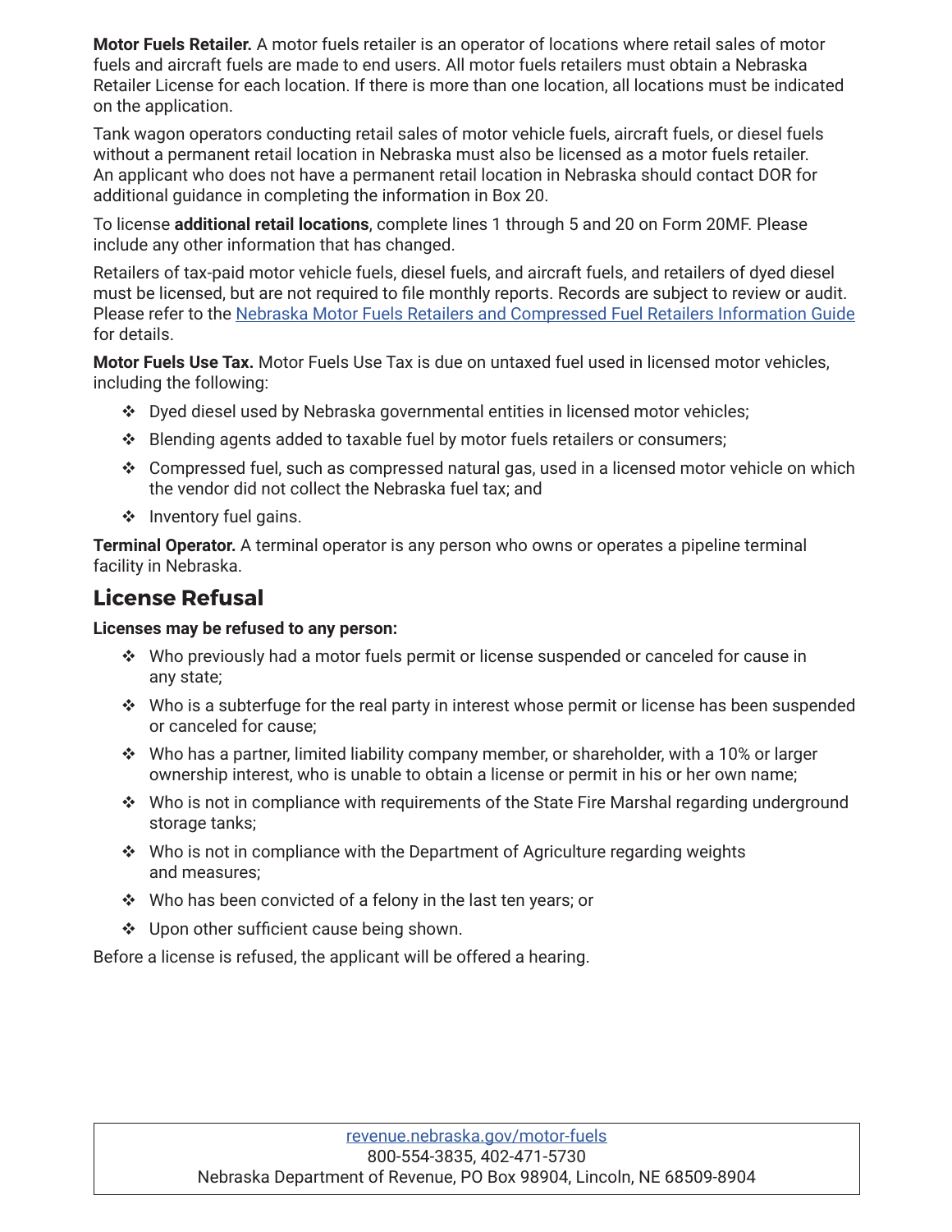**Motor Fuels Retailer.** A motor fuels retailer is an operator of locations where retail sales of motor fuels and aircraft fuels are made to end users. All motor fuels retailers must obtain a Nebraska Retailer License for each location. If there is more than one location, all locations must be indicated on the application.

Tank wagon operators conducting retail sales of motor vehicle fuels, aircraft fuels, or diesel fuels without a permanent retail location in Nebraska must also be licensed as a motor fuels retailer. An applicant who does not have a permanent retail location in Nebraska should contact DOR for additional guidance in completing the information in Box 20.

To license **additional retail locations**, complete lines 1 through 5 and 20 on Form 20MF. Please include any other information that has changed.

Retailers of tax-paid motor vehicle fuels, diesel fuels, and aircraft fuels, and retailers of dyed diesel must be licensed, but are not required to file monthly reports. Records are subject to review or audit. Please refer to the Nebraska Motor Fuels Retailers and Compressed Fuel Retailers Information Guide for details.

**Motor Fuels Use Tax.** Motor Fuels Use Tax is due on untaxed fuel used in licensed motor vehicles, including the following:

- Dyed diesel used by Nebraska governmental entities in licensed motor vehicles;
- Blending agents added to taxable fuel by motor fuels retailers or consumers;
- Compressed fuel, such as compressed natural gas, used in a licensed motor vehicle on which the vendor did not collect the Nebraska fuel tax; and
- Inventory fuel gains.

**Terminal Operator.** A terminal operator is any person who owns or operates a pipeline terminal facility in Nebraska.

## License Refusal

**Licenses may be refused to any person:**

- Who previously had a motor fuels permit or license suspended or canceled for cause in any state;
- Who is a subterfuge for the real party in interest whose permit or license has been suspended or canceled for cause;
- Who has a partner, limited liability company member, or shareholder, with a 10% or larger ownership interest, who is unable to obtain a license or permit in his or her own name;
- Who is not in compliance with requirements of the State Fire Marshal regarding underground storage tanks;
- Who is not in compliance with the Department of Agriculture regarding weights and measures;
- Who has been convicted of a felony in the last ten years; or
- Upon other sufficient cause being shown.

Before a license is refused, the applicant will be offered a hearing.

revenue.nebraska.gov/motor-fuels
800-554-3835, 402-471-5730
Nebraska Department of Revenue, PO Box 98904, Lincoln, NE 68509-8904